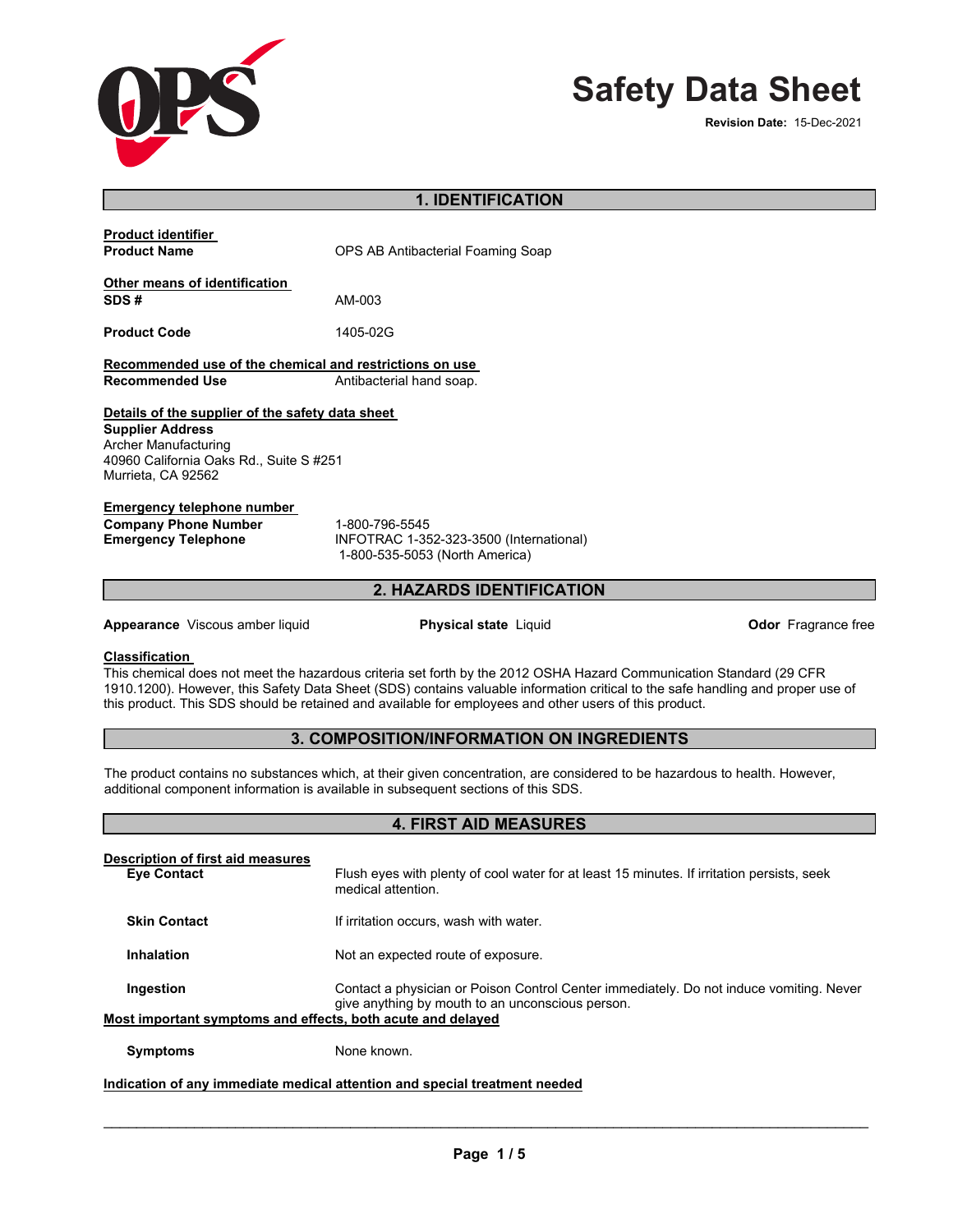# Safety Data Sheet

**Revision Date:** 15-Dec-2021

## 1. IDENTIFICATION

**Product identifier**

**Product Name** OPS AB Antibacterial Foaming Soap

**Other means of identification**

**SDS #** AM-003

**Product Code** 1405-02G

**Recommended use of the chemical and restrictions on use**

**Recommended Use** Antibacterial hand soap.

**Details of the supplier of the safety data sheet**

**Supplier Address**
Archer Manufacturing
40960 California Oaks Rd., Suite S #251
Murrieta, CA 92562

**Emergency telephone number**

**Company Phone Number** 1-800-796-5545

**Emergency Telephone** INFOTRAC 1-352-323-3500 (International)
1-800-535-5053 (North America)

## 2. HAZARDS IDENTIFICATION

**Appearance** Viscous amber liquid **Physical state** Liquid **Odor** Fragrance free

**Classification**

This chemical does not meet the hazardous criteria set forth by the 2012 OSHA Hazard Communication Standard (29 CFR 1910.1200). However, this Safety Data Sheet (SDS) contains valuable information critical to the safe handling and proper use of this product. This SDS should be retained and available for employees and other users of this product.

## 3. COMPOSITION/INFORMATION ON INGREDIENTS

The product contains no substances which, at their given concentration, are considered to be hazardous to health. However, additional component information is available in subsequent sections of this SDS.

## 4. FIRST AID MEASURES

**Description of first aid measures**

**Eye Contact** Flush eyes with plenty of cool water for at least 15 minutes. If irritation persists, seek medical attention.

**Skin Contact** If irritation occurs, wash with water.

**Inhalation** Not an expected route of exposure.

**Ingestion** Contact a physician or Poison Control Center immediately. Do not induce vomiting. Never give anything by mouth to an unconscious person.

**Most important symptoms and effects, both acute and delayed**

**Symptoms** None known.

**Indication of any immediate medical attention and special treatment needed**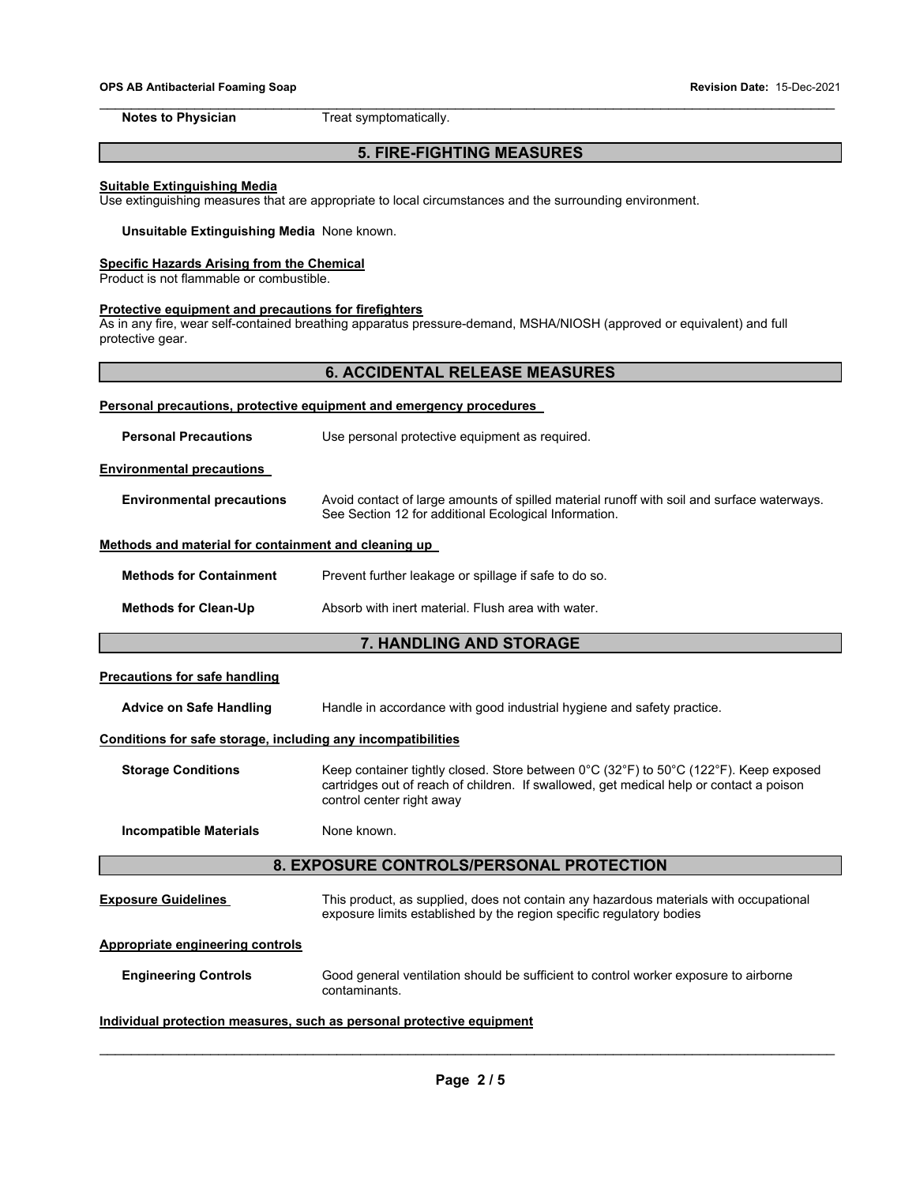**Notes to Physician** Treat symptomatically.

## 5. FIRE-FIGHTING MEASURES

**Suitable Extinguishing Media**

Use extinguishing measures that are appropriate to local circumstances and the surrounding environment.

**Unsuitable Extinguishing Media** None known.

**Specific Hazards Arising from the Chemical**

Product is not flammable or combustible.

**Protective equipment and precautions for firefighters**

As in any fire, wear self-contained breathing apparatus pressure-demand, MSHA/NIOSH (approved or equivalent) and full protective gear.

## 6. ACCIDENTAL RELEASE MEASURES

**Personal precautions, protective equipment and emergency procedures**

**Personal Precautions** Use personal protective equipment as required.

**Environmental precautions**

**Environmental precautions** Avoid contact of large amounts of spilled material runoff with soil and surface waterways. See Section 12 for additional Ecological Information.

**Methods and material for containment and cleaning up**

**Methods for Containment** Prevent further leakage or spillage if safe to do so.

**Methods for Clean-Up** Absorb with inert material. Flush area with water.

## 7. HANDLING AND STORAGE

**Precautions for safe handling**

**Advice on Safe Handling** Handle in accordance with good industrial hygiene and safety practice.

**Conditions for safe storage, including any incompatibilities**

**Storage Conditions** Keep container tightly closed. Store between 0°C (32°F) to 50°C (122°F). Keep exposed cartridges out of reach of children. If swallowed, get medical help or contact a poison control center right away

**Incompatible Materials** None known.

## 8. EXPOSURE CONTROLS/PERSONAL PROTECTION

**Exposure Guidelines** This product, as supplied, does not contain any hazardous materials with occupational exposure limits established by the region specific regulatory bodies

**Appropriate engineering controls**

**Engineering Controls** Good general ventilation should be sufficient to control worker exposure to airborne contaminants.

**Individual protection measures, such as personal protective equipment**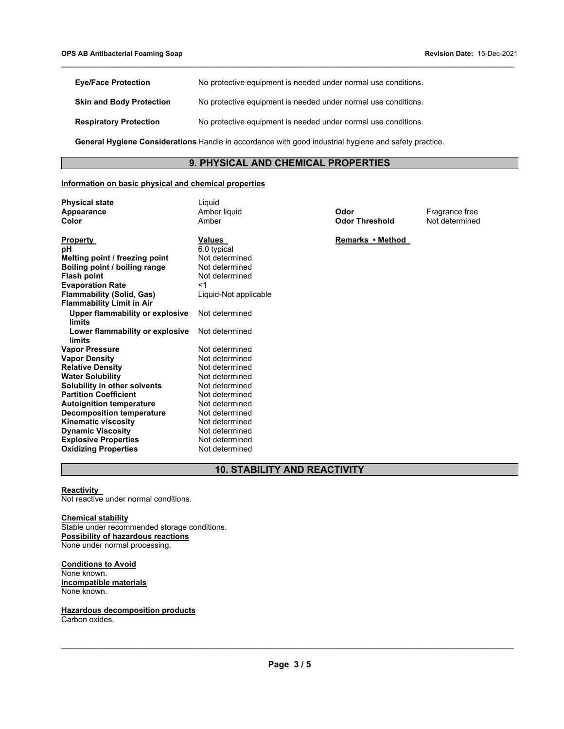| | |
|---|---|
| **Eye/Face Protection** | No protective equipment is needed under normal use conditions. |
| **Skin and Body Protection** | No protective equipment is needed under normal use conditions. |
| **Respiratory Protection** | No protective equipment is needed under normal use conditions. |

**General Hygiene Considerations** Handle in accordance with good industrial hygiene and safety practice.

## 9. PHYSICAL AND CHEMICAL PROPERTIES

**Information on basic physical and chemical properties**

| | | | |
|---|---|---|---|
| **Physical state** | Liquid | | |
| **Appearance** | Amber liquid | **Odor** | Fragrance free |
| **Color** | Amber | **Odor Threshold** | Not determined |

| Property | Values | Remarks • Method |
|---|---|---|
| **pH** | 6.0 typical | |
| **Melting point / freezing point** | Not determined | |
| **Boiling point / boiling range** | Not determined | |
| **Flash point** | Not determined | |
| **Evaporation Rate** | <1 | |
| **Flammability (Solid, Gas)** | Liquid-Not applicable | |
| **Flammability Limit in Air** | | |
| **Upper flammability or explosive limits** | Not determined | |
| **Lower flammability or explosive limits** | Not determined | |
| **Vapor Pressure** | Not determined | |
| **Vapor Density** | Not determined | |
| **Relative Density** | Not determined | |
| **Water Solubility** | Not determined | |
| **Solubility in other solvents** | Not determined | |
| **Partition Coefficient** | Not determined | |
| **Autoignition temperature** | Not determined | |
| **Decomposition temperature** | Not determined | |
| **Kinematic viscosity** | Not determined | |
| **Dynamic Viscosity** | Not determined | |
| **Explosive Properties** | Not determined | |
| **Oxidizing Properties** | Not determined | |

## 10. STABILITY AND REACTIVITY

**Reactivity**
Not reactive under normal conditions.

**Chemical stability**
Stable under recommended storage conditions.

**Possibility of hazardous reactions**
None under normal processing.

**Conditions to Avoid**
None known.

**Incompatible materials**
None known.

**Hazardous decomposition products**
Carbon oxides.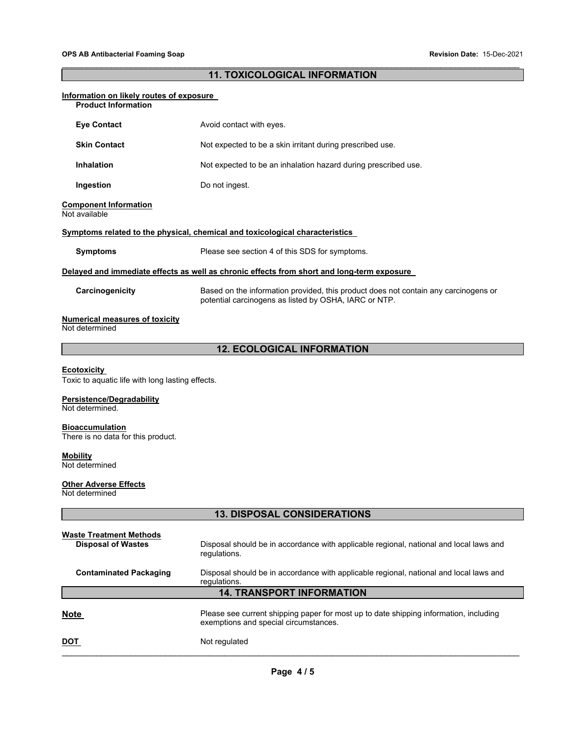## 11. TOXICOLOGICAL INFORMATION

**Information on likely routes of exposure**

**Product Information**

| | |
|---|---|
| **Eye Contact** | Avoid contact with eyes. |
| **Skin Contact** | Not expected to be a skin irritant during prescribed use. |
| **Inhalation** | Not expected to be an inhalation hazard during prescribed use. |
| **Ingestion** | Do not ingest. |

**Component Information**

Not available

**Symptoms related to the physical, chemical and toxicological characteristics**

| | |
|---|---|
| **Symptoms** | Please see section 4 of this SDS for symptoms. |

**Delayed and immediate effects as well as chronic effects from short and long-term exposure**

| | |
|---|---|
| **Carcinogenicity** | Based on the information provided, this product does not contain any carcinogens or potential carcinogens as listed by OSHA, IARC or NTP. |

**Numerical measures of toxicity**

Not determined

## 12. ECOLOGICAL INFORMATION

**Ecotoxicity**

Toxic to aquatic life with long lasting effects.

**Persistence/Degradability**

Not determined.

**Bioaccumulation**

There is no data for this product.

**Mobility**

Not determined

**Other Adverse Effects**

Not determined

## 13. DISPOSAL CONSIDERATIONS

**Waste Treatment Methods**

| | |
|---|---|
| **Disposal of Wastes** | Disposal should be in accordance with applicable regional, national and local laws and regulations. |
| **Contaminated Packaging** | Disposal should be in accordance with applicable regional, national and local laws and regulations. |

## 14. TRANSPORT INFORMATION

| | |
|---|---|
| **Note** | Please see current shipping paper for most up to date shipping information, including exemptions and special circumstances. |
| **DOT** | Not regulated |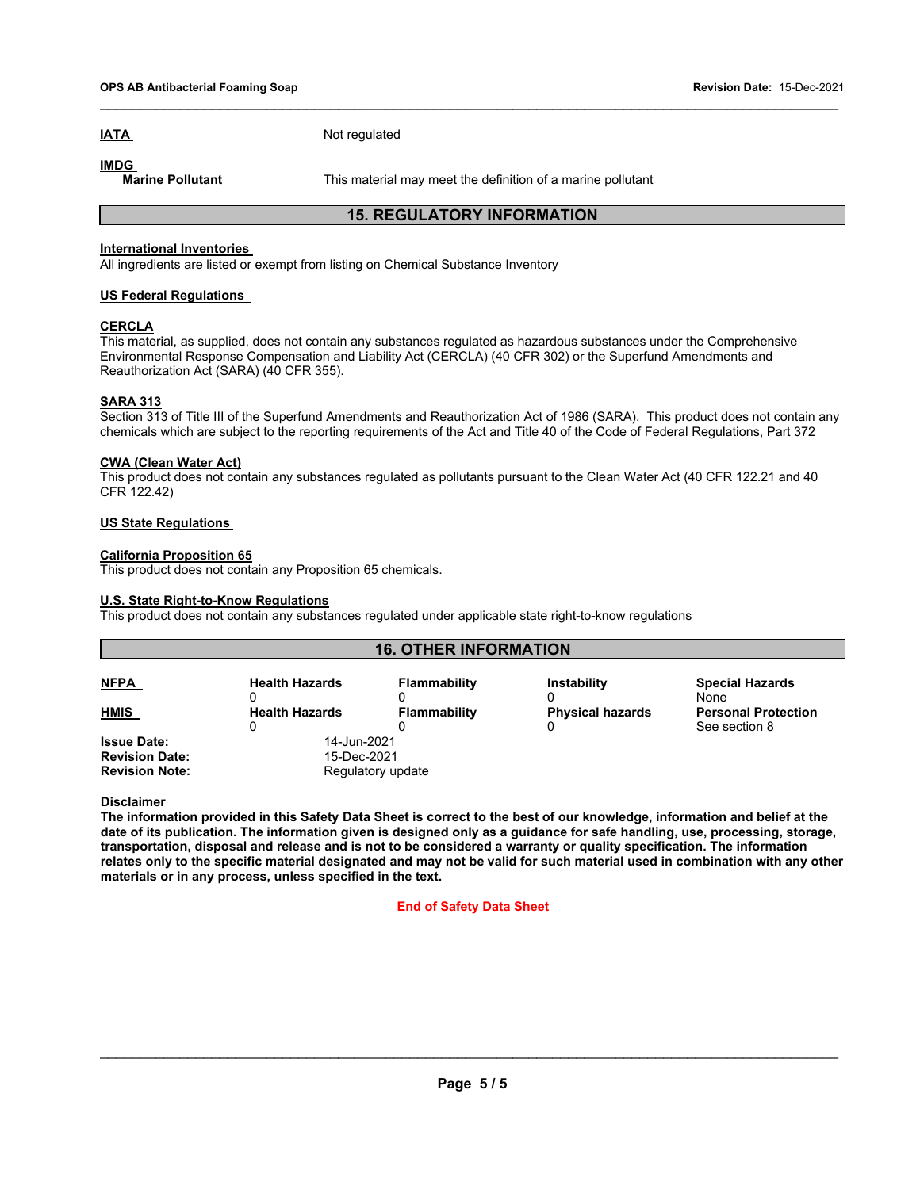**IATA** Not regulated

**IMDG**

**Marine Pollutant** This material may meet the definition of a marine pollutant

## 15. REGULATORY INFORMATION

**International Inventories**

All ingredients are listed or exempt from listing on Chemical Substance Inventory

**US Federal Regulations**

**CERCLA**

This material, as supplied, does not contain any substances regulated as hazardous substances under the Comprehensive Environmental Response Compensation and Liability Act (CERCLA) (40 CFR 302) or the Superfund Amendments and Reauthorization Act (SARA) (40 CFR 355).

**SARA 313**

Section 313 of Title III of the Superfund Amendments and Reauthorization Act of 1986 (SARA). This product does not contain any chemicals which are subject to the reporting requirements of the Act and Title 40 of the Code of Federal Regulations, Part 372

**CWA (Clean Water Act)**

This product does not contain any substances regulated as pollutants pursuant to the Clean Water Act (40 CFR 122.21 and 40 CFR 122.42)

**US State Regulations**

**California Proposition 65**

This product does not contain any Proposition 65 chemicals.

**U.S. State Right-to-Know Regulations**

This product does not contain any substances regulated under applicable state right-to-know regulations

## 16. OTHER INFORMATION

| | | | | |
|---|---|---|---|---|
| **NFPA** | **Health Hazards** 0 | **Flammability** 0 | **Instability** 0 | **Special Hazards** None |
| **HMIS** | **Health Hazards** 0 | **Flammability** 0 | **Physical hazards** 0 | **Personal Protection** See section 8 |

**Issue Date:** 14-Jun-2021
**Revision Date:** 15-Dec-2021
**Revision Note:** Regulatory update

**Disclaimer**

**The information provided in this Safety Data Sheet is correct to the best of our knowledge, information and belief at the date of its publication. The information given is designed only as a guidance for safe handling, use, processing, storage, transportation, disposal and release and is not to be considered a warranty or quality specification. The information relates only to the specific material designated and may not be valid for such material used in combination with any other materials or in any process, unless specified in the text.**

**End of Safety Data Sheet**